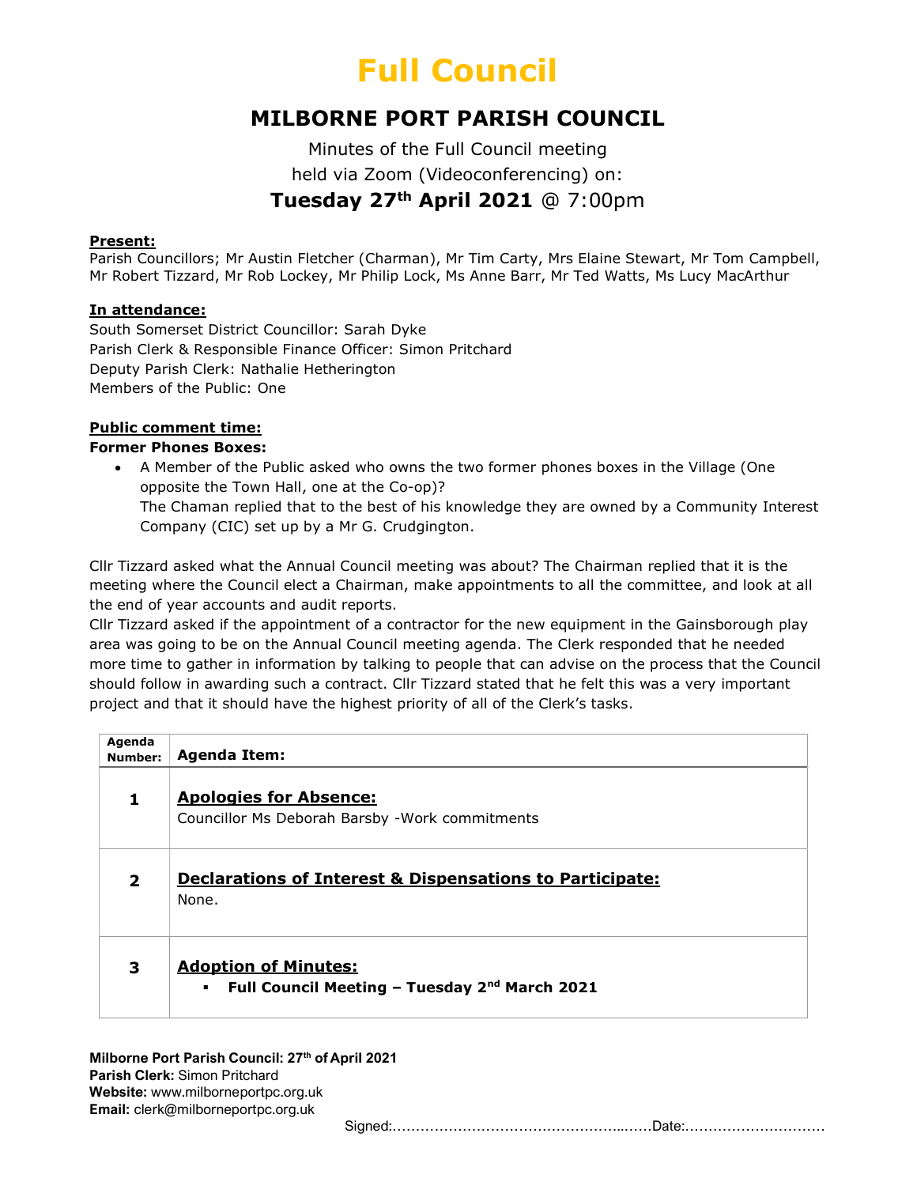# Full Council

## MILBORNE PORT PARISH COUNCIL

Minutes of the Full Council meeting
held via Zoom (Videoconferencing) on:
**Tuesday 27th April 2021** @ 7:00pm

**Present:**
Parish Councillors; Mr Austin Fletcher (Charman), Mr Tim Carty, Mrs Elaine Stewart, Mr Tom Campbell, Mr Robert Tizzard, Mr Rob Lockey, Mr Philip Lock, Ms Anne Barr, Mr Ted Watts, Ms Lucy MacArthur

**In attendance:**
South Somerset District Councillor: Sarah Dyke
Parish Clerk & Responsible Finance Officer: Simon Pritchard
Deputy Parish Clerk: Nathalie Hetherington
Members of the Public: One

**Public comment time:**

**Former Phones Boxes:**

- A Member of the Public asked who owns the two former phones boxes in the Village (One opposite the Town Hall, one at the Co-op)?
  The Chaman replied that to the best of his knowledge they are owned by a Community Interest Company (CIC) set up by a Mr G. Crudgington.

Cllr Tizzard asked what the Annual Council meeting was about? The Chairman replied that it is the meeting where the Council elect a Chairman, make appointments to all the committee, and look at all the end of year accounts and audit reports.
Cllr Tizzard asked if the appointment of a contractor for the new equipment in the Gainsborough play area was going to be on the Annual Council meeting agenda. The Clerk responded that he needed more time to gather in information by talking to people that can advise on the process that the Council should follow in awarding such a contract. Cllr Tizzard stated that he felt this was a very important project and that it should have the highest priority of all of the Clerk's tasks.

| Agenda Number: | Agenda Item: |
|---|---|
| 1 | **Apologies for Absence:**<br>Councillor Ms Deborah Barsby -Work commitments |
| 2 | **Declarations of Interest & Dispensations to Participate:**<br>None. |
| 3 | **Adoption of Minutes:**<br>▪ **Full Council Meeting – Tuesday 2nd March 2021** |

Signed:……………………………………………..……Date:…………………………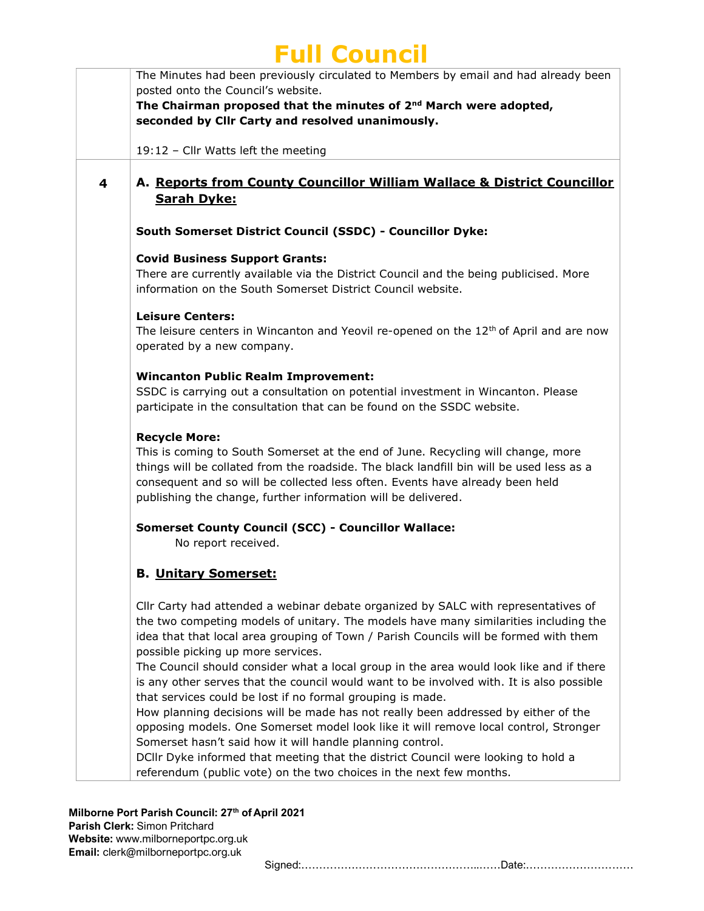| | |
|---|---|
| | The Minutes had been previously circulated to Members by email and had already been posted onto the Council's website.<br>**The Chairman proposed that the minutes of 2nd March were adopted, seconded by Cllr Carty and resolved unanimously.**<br><br>19:12 – Cllr Watts left the meeting |
| **4** | **A. Reports from County Councillor William Wallace & District Councillor Sarah Dyke:**<br><br>**South Somerset District Council (SSDC) - Councillor Dyke:**<br><br>**Covid Business Support Grants:**<br>There are currently available via the District Council and the being publicised. More information on the South Somerset District Council website.<br><br>**Leisure Centers:**<br>The leisure centers in Wincanton and Yeovil re-opened on the 12th of April and are now operated by a new company.<br><br>**Wincanton Public Realm Improvement:**<br>SSDC is carrying out a consultation on potential investment in Wincanton. Please participate in the consultation that can be found on the SSDC website.<br><br>**Recycle More:**<br>This is coming to South Somerset at the end of June. Recycling will change, more things will be collated from the roadside. The black landfill bin will be used less as a consequent and so will be collected less often. Events have already been held publishing the change, further information will be delivered.<br><br>**Somerset County Council (SCC) - Councillor Wallace:**<br>No report received.<br><br>**B. Unitary Somerset:**<br><br>Cllr Carty had attended a webinar debate organized by SALC with representatives of the two competing models of unitary. The models have many similarities including the idea that that local area grouping of Town / Parish Councils will be formed with them possible picking up more services.<br>The Council should consider what a local group in the area would look like and if there is any other serves that the council would want to be involved with. It is also possible that services could be lost if no formal grouping is made.<br>How planning decisions will be made has not really been addressed by either of the opposing models. One Somerset model look like it will remove local control, Stronger Somerset hasn't said how it will handle planning control.<br>DCllr Dyke informed that meeting that the district Council were looking to hold a referendum (public vote) on the two choices in the next few months. |

**Milborne Port Parish Council:** 27th of April 2021
**Parish Clerk:** Simon Pritchard
**Website:** www.milborneportpc.org.uk
**Email:** clerk@milborneportpc.org.uk

Signed:……………………………………………...……Date:…………………………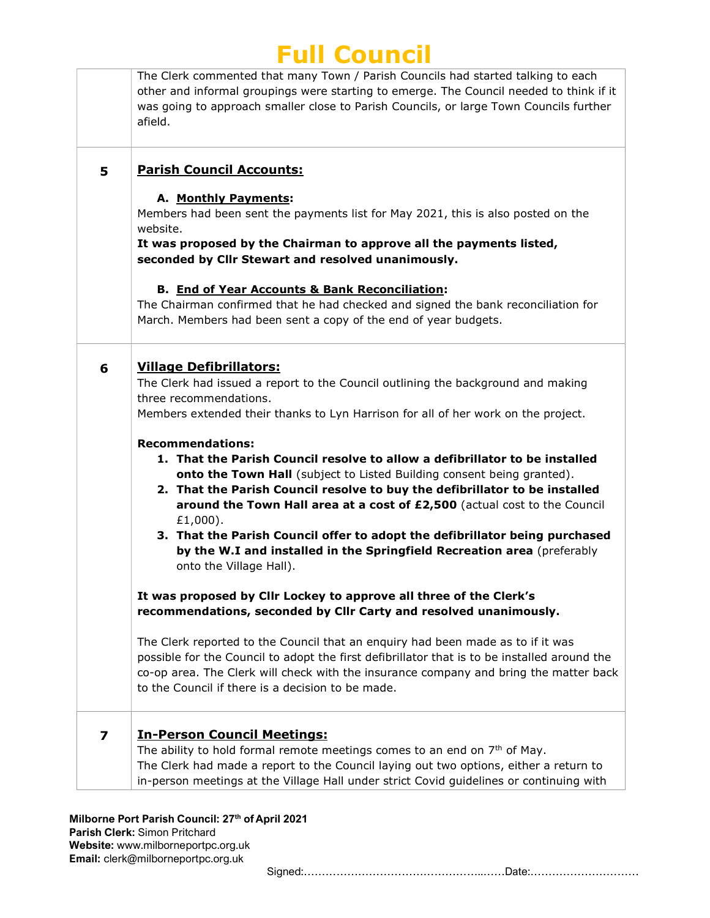The Clerk commented that many Town / Parish Councils had started talking to each other and informal groupings were starting to emerge. The Council needed to think if it was going to approach smaller close to Parish Councils, or large Town Councils further afield.

## 5 Parish Council Accounts:

**A. Monthly Payments:**

Members had been sent the payments list for May 2021, this is also posted on the website.

**It was proposed by the Chairman to approve all the payments listed, seconded by Cllr Stewart and resolved unanimously.**

**B. End of Year Accounts & Bank Reconciliation:**

The Chairman confirmed that he had checked and signed the bank reconciliation for March. Members had been sent a copy of the end of year budgets.

## 6 Village Defibrillators:

The Clerk had issued a report to the Council outlining the background and making three recommendations.

Members extended their thanks to Lyn Harrison for all of her work on the project.

**Recommendations:**

1. **That the Parish Council resolve to allow a defibrillator to be installed onto the Town Hall** (subject to Listed Building consent being granted).
2. **That the Parish Council resolve to buy the defibrillator to be installed around the Town Hall area at a cost of £2,500** (actual cost to the Council £1,000).
3. **That the Parish Council offer to adopt the defibrillator being purchased by the W.I and installed in the Springfield Recreation area** (preferably onto the Village Hall).

**It was proposed by Cllr Lockey to approve all three of the Clerk's recommendations, seconded by Cllr Carty and resolved unanimously.**

The Clerk reported to the Council that an enquiry had been made as to if it was possible for the Council to adopt the first defibrillator that is to be installed around the co-op area. The Clerk will check with the insurance company and bring the matter back to the Council if there is a decision to be made.

## 7 In-Person Council Meetings:

The ability to hold formal remote meetings comes to an end on 7th of May.

The Clerk had made a report to the Council laying out two options, either a return to in-person meetings at the Village Hall under strict Covid guidelines or continuing with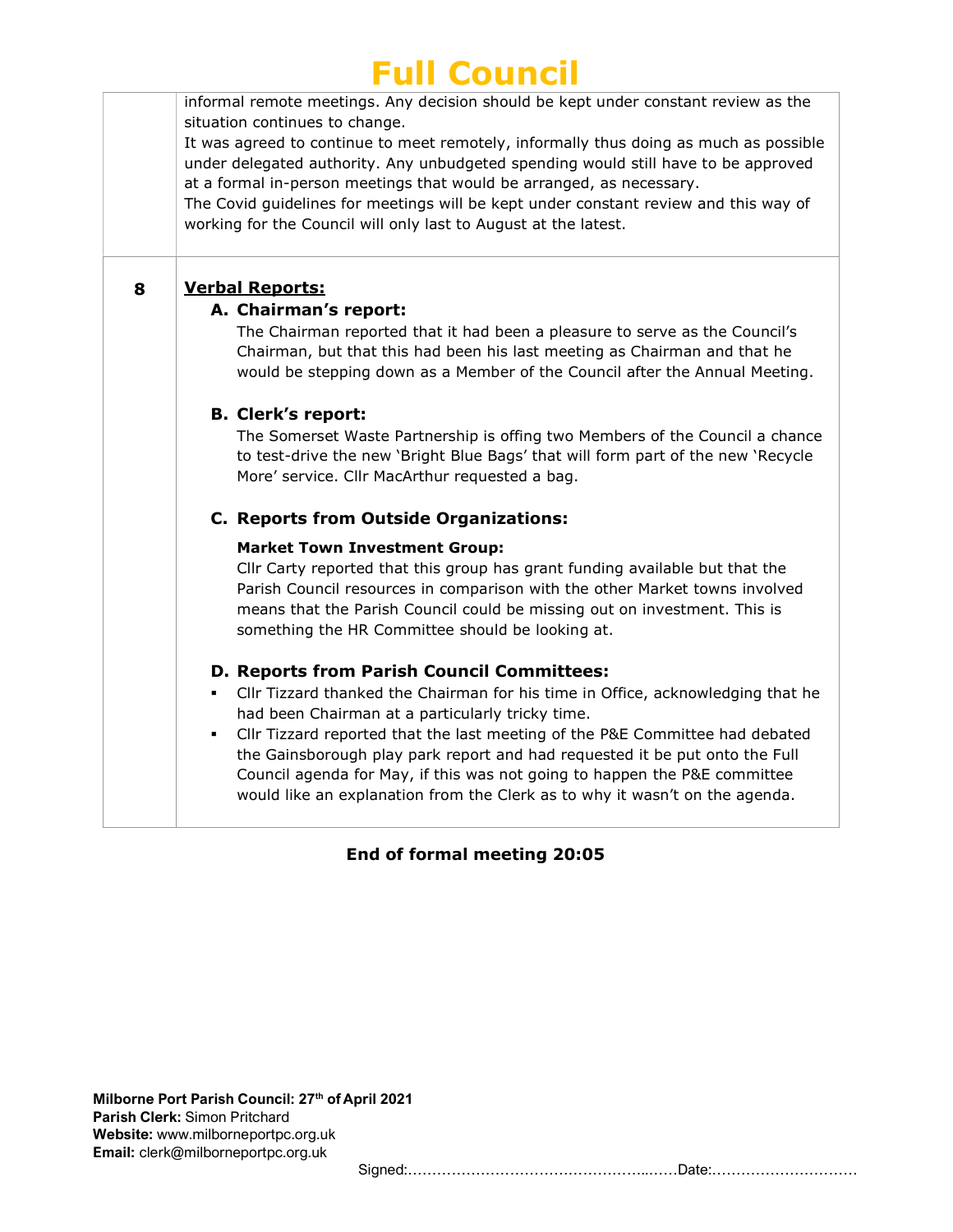| | |
|---|---|
| | informal remote meetings. Any decision should be kept under constant review as the situation continues to change.<br>It was agreed to continue to meet remotely, informally thus doing as much as possible under delegated authority. Any unbudgeted spending would still have to be approved at a formal in-person meetings that would be arranged, as necessary.<br>The Covid guidelines for meetings will be kept under constant review and this way of working for the Council will only last to August at the latest. |
| **8** | **<u>Verbal Reports:</u>**<br>**A. Chairman's report:**<br>The Chairman reported that it had been a pleasure to serve as the Council's Chairman, but that this had been his last meeting as Chairman and that he would be stepping down as a Member of the Council after the Annual Meeting.<br>**B. Clerk's report:**<br>The Somerset Waste Partnership is offing two Members of the Council a chance to test-drive the new 'Bright Blue Bags' that will form part of the new 'Recycle More' service. Cllr MacArthur requested a bag.<br>**C. Reports from Outside Organizations:**<br>**Market Town Investment Group:**<br>Cllr Carty reported that this group has grant funding available but that the Parish Council resources in comparison with the other Market towns involved means that the Parish Council could be missing out on investment. This is something the HR Committee should be looking at.<br>**D. Reports from Parish Council Committees:**<br>▪ Cllr Tizzard thanked the Chairman for his time in Office, acknowledging that he had been Chairman at a particularly tricky time.<br>▪ Cllr Tizzard reported that the last meeting of the P&E Committee had debated the Gainsborough play park report and had requested it be put onto the Full Council agenda for May, if this was not going to happen the P&E committee would like an explanation from the Clerk as to why it wasn't on the agenda. |

**End of formal meeting 20:05**

**Milborne Port Parish Council: 27th of April 2021**
**Parish Clerk:** Simon Pritchard
**Website:** www.milborneportpc.org.uk
**Email:** clerk@milborneportpc.org.uk

Signed:……………………………………………..……Date:…………………………